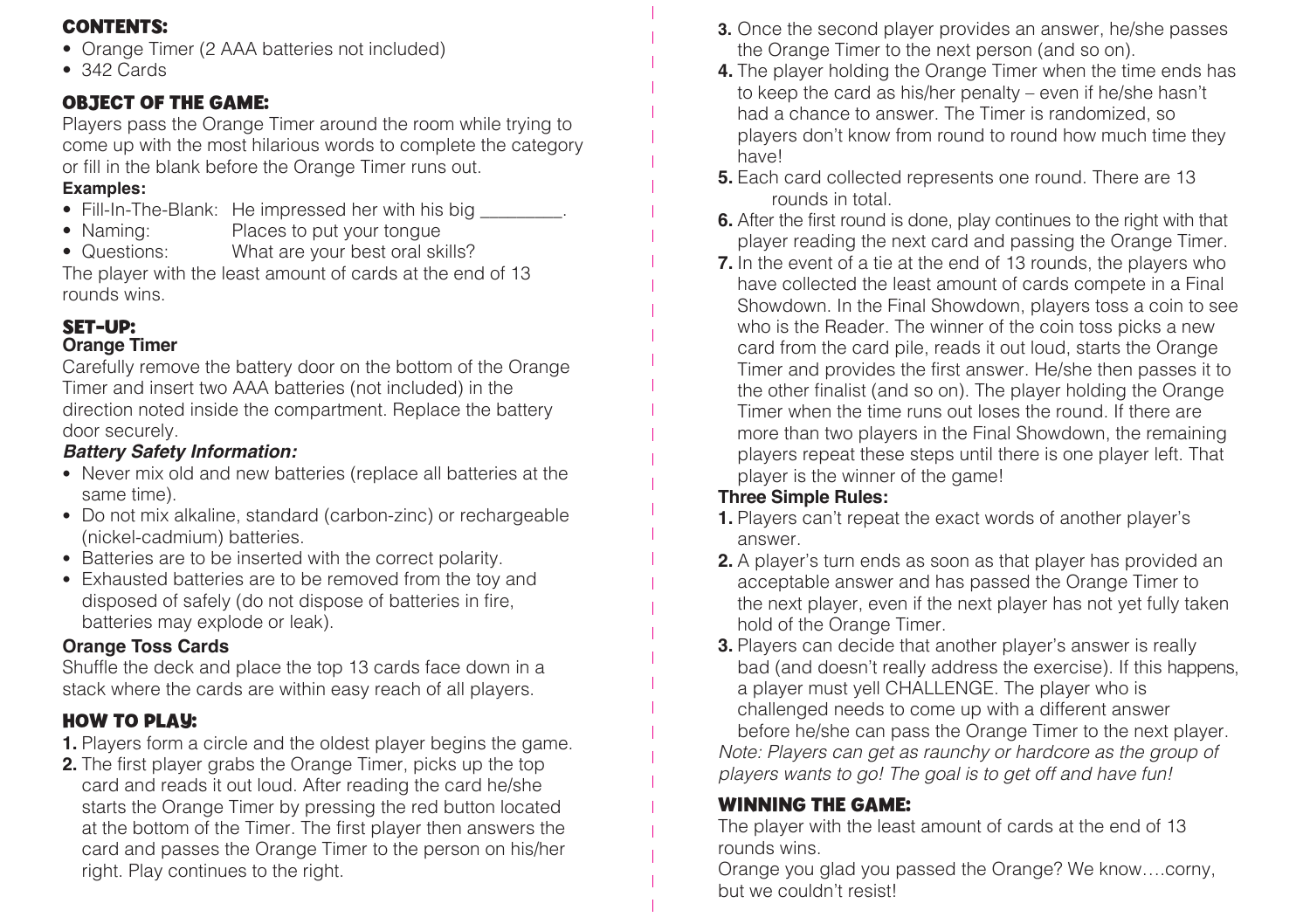## CONTENTS:

- Orange Timer (2 AAA batteries not included)
- 342 Cards

## OBJECT OF THE GAME:

Players pass the Orange Timer around the room while trying to come up with the most hilarious words to complete the category or fill in the blank before the Orange Timer runs out.

**Examples:**

- Fill-In-The-Blank: He impressed her with his big _________.
- Naming: Places to put your tongue
- Questions: What are your best oral skills?

The player with the least amount of cards at the end of 13 rounds wins.

## SET-UP:

**Orange Timer**

Carefully remove the battery door on the bottom of the Orange Timer and insert two AAA batteries (not included) in the direction noted inside the compartment. Replace the battery door securely.

***Battery Safety Information:***

- Never mix old and new batteries (replace all batteries at the same time).
- Do not mix alkaline, standard (carbon-zinc) or rechargeable (nickel-cadmium) batteries.
- Batteries are to be inserted with the correct polarity.
- Exhausted batteries are to be removed from the toy and disposed of safely (do not dispose of batteries in fire, batteries may explode or leak).

**Orange Toss Cards**

Shuffle the deck and place the top 13 cards face down in a stack where the cards are within easy reach of all players.

## HOW TO PLAY:

1. Players form a circle and the oldest player begins the game.
2. The first player grabs the Orange Timer, picks up the top card and reads it out loud. After reading the card he/she starts the Orange Timer by pressing the red button located at the bottom of the Timer. The first player then answers the card and passes the Orange Timer to the person on his/her right. Play continues to the right.
3. Once the second player provides an answer, he/she passes the Orange Timer to the next person (and so on).
4. The player holding the Orange Timer when the time ends has to keep the card as his/her penalty – even if he/she hasn't had a chance to answer. The Timer is randomized, so players don't know from round to round how much time they have!
5. Each card collected represents one round. There are 13 rounds in total.
6. After the first round is done, play continues to the right with that player reading the next card and passing the Orange Timer.
7. In the event of a tie at the end of 13 rounds, the players who have collected the least amount of cards compete in a Final Showdown. In the Final Showdown, players toss a coin to see who is the Reader. The winner of the coin toss picks a new card from the card pile, reads it out loud, starts the Orange Timer and provides the first answer. He/she then passes it to the other finalist (and so on). The player holding the Orange Timer when the time runs out loses the round. If there are more than two players in the Final Showdown, the remaining players repeat these steps until there is one player left. That player is the winner of the game!

**Three Simple Rules:**

1. Players can't repeat the exact words of another player's answer.
2. A player's turn ends as soon as that player has provided an acceptable answer and has passed the Orange Timer to the next player, even if the next player has not yet fully taken hold of the Orange Timer.
3. Players can decide that another player's answer is really bad (and doesn't really address the exercise). If this happens, a player must yell CHALLENGE. The player who is challenged needs to come up with a different answer before he/she can pass the Orange Timer to the next player.

*Note: Players can get as raunchy or hardcore as the group of players wants to go! The goal is to get off and have fun!*

## WINNING THE GAME:

The player with the least amount of cards at the end of 13 rounds wins.

Orange you glad you passed the Orange? We know….corny, but we couldn't resist!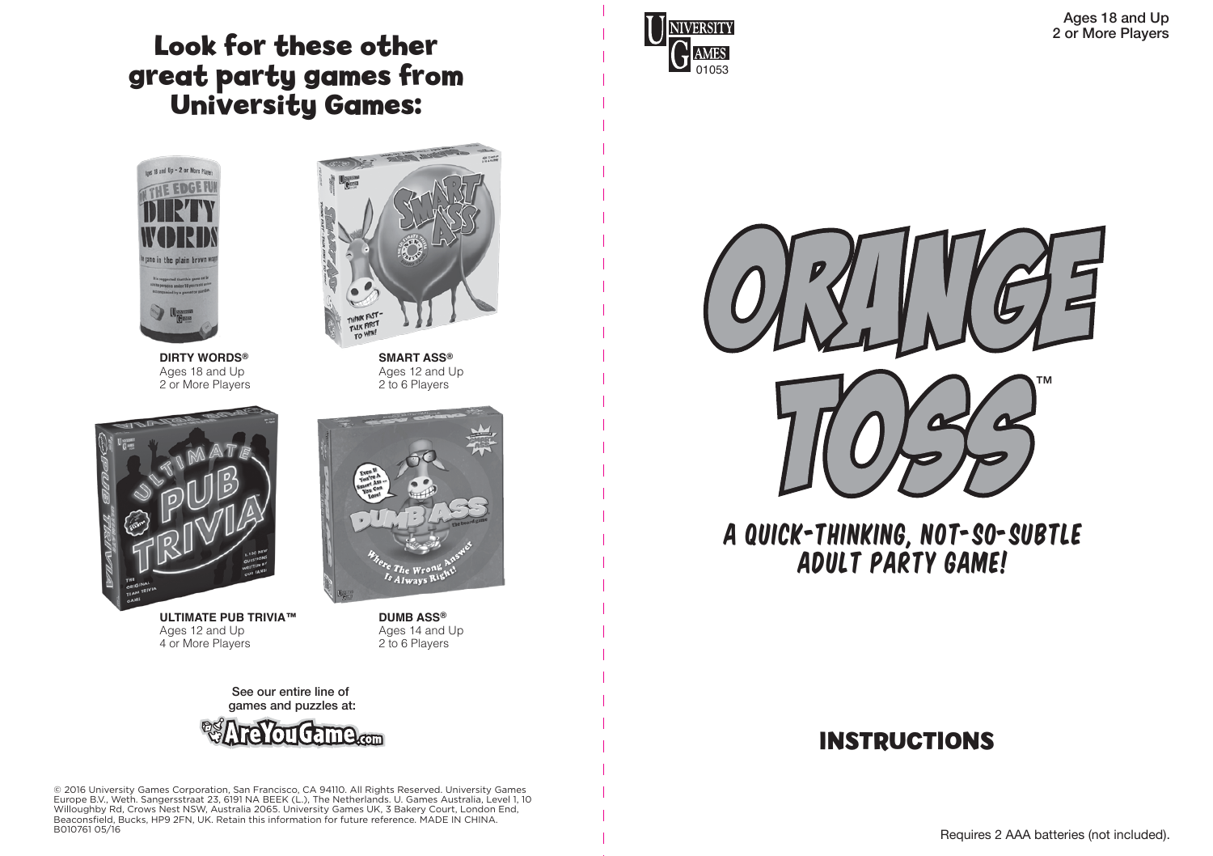# Look for these other great party games from University Games:

**DIRTY WORDS®**
Ages 18 and Up
2 or More Players

**SMART ASS®**
Ages 12 and Up
2 to 6 Players

**ULTIMATE PUB TRIVIA™**
Ages 12 and Up
4 or More Players

**DUMB ASS®**
Ages 14 and Up
2 to 6 Players

See our entire line of games and puzzles at:
AreYouGame.com

© 2016 University Games Corporation, San Francisco, CA 94110. All Rights Reserved. University Games Europe B.V., Weth. Sangersstraat 23, 6191 NA BEEK (L.), The Netherlands. U. Games Australia, Level 1, 10 Willoughby Rd, Crows Nest NSW, Australia 2065. University Games UK, 3 Bakery Court, London End, Beaconsfield, Bucks, HP9 2FN, UK. Retain this information for future reference. MADE IN CHINA.
B010761 05/16

University Games
01053

Ages 18 and Up
2 or More Players

# ORANGE TOSS™

## A QUICK-THINKING, NOT-SO-SUBTLE ADULT PARTY GAME!

## INSTRUCTIONS

Requires 2 AAA batteries (not included).